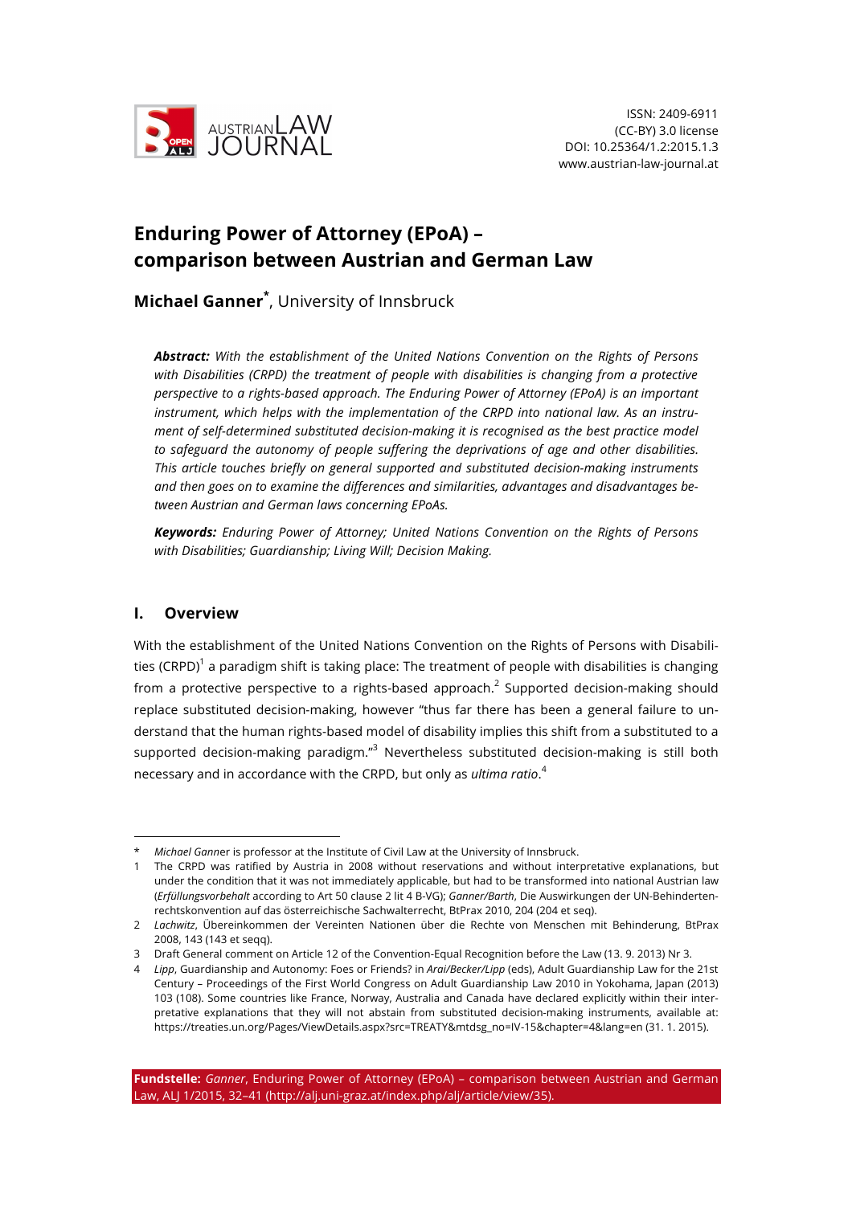# Enduring Power of Attorney (EPoA) – comparison between Austrian and German Law

**Michael Ganner***, University of Innsbruck

***Abstract:*** *With the establishment of the United Nations Convention on the Rights of Persons with Disabilities (CRPD) the treatment of people with disabilities is changing from a protective perspective to a rights-based approach. The Enduring Power of Attorney (EPoA) is an important instrument, which helps with the implementation of the CRPD into national law. As an instrument of self-determined substituted decision-making it is recognised as the best practice model to safeguard the autonomy of people suffering the deprivations of age and other disabilities. This article touches briefly on general supported and substituted decision-making instruments and then goes on to examine the differences and similarities, advantages and disadvantages between Austrian and German laws concerning EPoAs.*

***Keywords:*** *Enduring Power of Attorney; United Nations Convention on the Rights of Persons with Disabilities; Guardianship; Living Will; Decision Making.*

## I. Overview

With the establishment of the United Nations Convention on the Rights of Persons with Disabilities (CRPD)[1] a paradigm shift is taking place: The treatment of people with disabilities is changing from a protective perspective to a rights-based approach.[2] Supported decision-making should replace substituted decision-making, however "thus far there has been a general failure to understand that the human rights-based model of disability implies this shift from a substituted to a supported decision-making paradigm."[3] Nevertheless substituted decision-making is still both necessary and in accordance with the CRPD, but only as *ultima ratio*.[4]

---

\* *Michael Ganner* is professor at the Institute of Civil Law at the University of Innsbruck.

1 The CRPD was ratified by Austria in 2008 without reservations and without interpretative explanations, but under the condition that it was not immediately applicable, but had to be transformed into national Austrian law (*Erfüllungsvorbehalt* according to Art 50 clause 2 lit 4 B-VG); *Ganner/Barth*, Die Auswirkungen der UN-Behindertenrechtskonvention auf das österreichische Sachwalterrecht, BtPrax 2010, 204 (204 et seq).

2 *Lachwitz*, Übereinkommen der Vereinten Nationen über die Rechte von Menschen mit Behinderung, BtPrax 2008, 143 (143 et seqq).

3 Draft General comment on Article 12 of the Convention-Equal Recognition before the Law (13. 9. 2013) Nr 3.

4 *Lipp*, Guardianship and Autonomy: Foes or Friends? in *Arai/Becker/Lipp* (eds), Adult Guardianship Law for the 21st Century – Proceedings of the First World Congress on Adult Guardianship Law 2010 in Yokohama, Japan (2013) 103 (108). Some countries like France, Norway, Australia and Canada have declared explicitly within their interpretative explanations that they will not abstain from substituted decision-making instruments, available at: https://treaties.un.org/Pages/ViewDetails.aspx?src=TREATY&mtdsg_no=IV-15&chapter=4&lang=en (31. 1. 2015).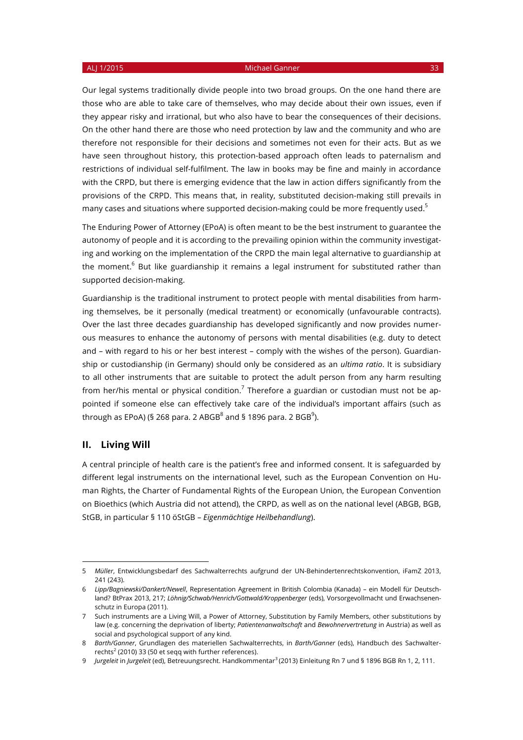Our legal systems traditionally divide people into two broad groups. On the one hand there are those who are able to take care of themselves, who may decide about their own issues, even if they appear risky and irrational, but who also have to bear the consequences of their decisions. On the other hand there are those who need protection by law and the community and who are therefore not responsible for their decisions and sometimes not even for their acts. But as we have seen throughout history, this protection-based approach often leads to paternalism and restrictions of individual self-fulfilment. The law in books may be fine and mainly in accordance with the CRPD, but there is emerging evidence that the law in action differs significantly from the provisions of the CRPD. This means that, in reality, substituted decision-making still prevails in many cases and situations where supported decision-making could be more frequently used.[5]

The Enduring Power of Attorney (EPoA) is often meant to be the best instrument to guarantee the autonomy of people and it is according to the prevailing opinion within the community investigating and working on the implementation of the CRPD the main legal alternative to guardianship at the moment.[6] But like guardianship it remains a legal instrument for substituted rather than supported decision-making.

Guardianship is the traditional instrument to protect people with mental disabilities from harming themselves, be it personally (medical treatment) or economically (unfavourable contracts). Over the last three decades guardianship has developed significantly and now provides numerous measures to enhance the autonomy of persons with mental disabilities (e.g. duty to detect and – with regard to his or her best interest – comply with the wishes of the person). Guardianship or custodianship (in Germany) should only be considered as an *ultima ratio*. It is subsidiary to all other instruments that are suitable to protect the adult person from any harm resulting from her/his mental or physical condition.[7] Therefore a guardian or custodian must not be appointed if someone else can effectively take care of the individual's important affairs (such as through as EPoA) (§ 268 para. 2 ABGB[8] and § 1896 para. 2 BGB[9]).

## II. Living Will

A central principle of health care is the patient's free and informed consent. It is safeguarded by different legal instruments on the international level, such as the European Convention on Human Rights, the Charter of Fundamental Rights of the European Union, the European Convention on Bioethics (which Austria did not attend), the CRPD, as well as on the national level (ABGB, BGB, StGB, in particular § 110 öStGB – *Eigenmächtige Heilbehandlung*).

---

5 *Müller*, Entwicklungsbedarf des Sachwalterrechts aufgrund der UN-Behindertenrechtskonvention, iFamZ 2013, 241 (243).

6 *Lipp/Bagniewski/Dankert/Newell*, Representation Agreement in British Colombia (Kanada) – ein Modell für Deutschland? BtPrax 2013, 217; *Löhnig/Schwab/Henrich/Gottwald/Kroppenberger* (eds), Vorsorgevollmacht und Erwachsenenschutz in Europa (2011).

7 Such instruments are a Living Will, a Power of Attorney, Substitution by Family Members, other substitutions by law (e.g. concerning the deprivation of liberty; *Patientenanwaltschaft* and *Bewohnervertretung* in Austria) as well as social and psychological support of any kind.

8 *Barth/Ganner*, Grundlagen des materiellen Sachwalterrechts, in *Barth/Ganner* (eds), Handbuch des Sachwalterrechts[2] (2010) 33 (50 et seqq with further references).

9 *Jurgeleit* in *Jurgeleit* (ed), Betreuungsrecht. Handkommentar[3] (2013) Einleitung Rn 7 und § 1896 BGB Rn 1, 2, 111.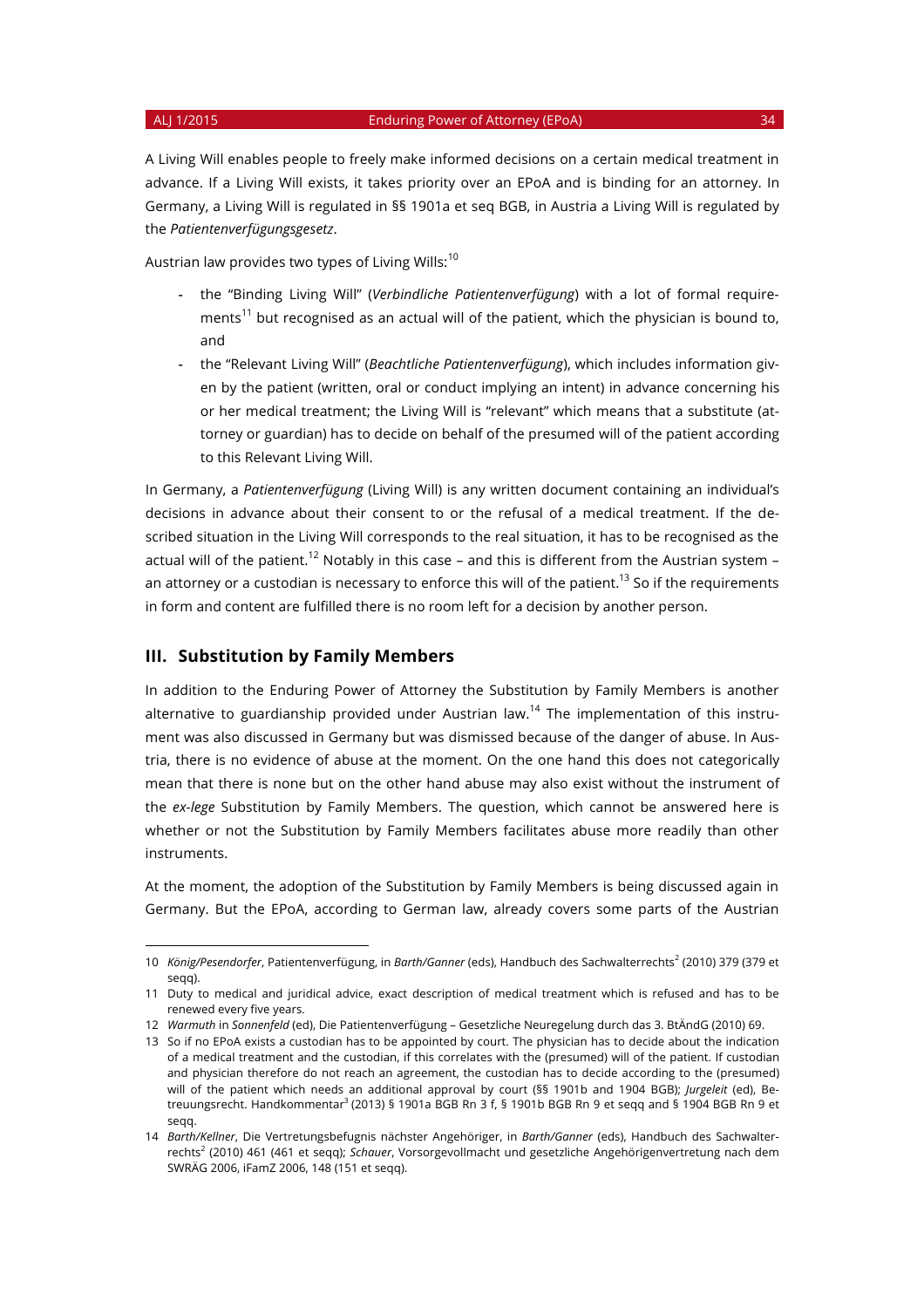A Living Will enables people to freely make informed decisions on a certain medical treatment in advance. If a Living Will exists, it takes priority over an EPoA and is binding for an attorney. In Germany, a Living Will is regulated in §§ 1901a et seq BGB, in Austria a Living Will is regulated by the *Patientenverfügungsgesetz*.

Austrian law provides two types of Living Wills:[10]

- the "Binding Living Will" (*Verbindliche Patientenverfügung*) with a lot of formal requirements[11] but recognised as an actual will of the patient, which the physician is bound to, and
- the "Relevant Living Will" (*Beachtliche Patientenverfügung*), which includes information given by the patient (written, oral or conduct implying an intent) in advance concerning his or her medical treatment; the Living Will is "relevant" which means that a substitute (attorney or guardian) has to decide on behalf of the presumed will of the patient according to this Relevant Living Will.

In Germany, a *Patientenverfügung* (Living Will) is any written document containing an individual's decisions in advance about their consent to or the refusal of a medical treatment. If the described situation in the Living Will corresponds to the real situation, it has to be recognised as the actual will of the patient.[12] Notably in this case – and this is different from the Austrian system – an attorney or a custodian is necessary to enforce this will of the patient.[13] So if the requirements in form and content are fulfilled there is no room left for a decision by another person.

## III. Substitution by Family Members

In addition to the Enduring Power of Attorney the Substitution by Family Members is another alternative to guardianship provided under Austrian law.[14] The implementation of this instrument was also discussed in Germany but was dismissed because of the danger of abuse. In Austria, there is no evidence of abuse at the moment. On the one hand this does not categorically mean that there is none but on the other hand abuse may also exist without the instrument of the *ex-lege* Substitution by Family Members. The question, which cannot be answered here is whether or not the Substitution by Family Members facilitates abuse more readily than other instruments.

At the moment, the adoption of the Substitution by Family Members is being discussed again in Germany. But the EPoA, according to German law, already covers some parts of the Austrian

---

10 *König/Pesendorfer*, Patientenverfügung, in *Barth/Ganner* (eds), Handbuch des Sachwalterrechts[2] (2010) 379 (379 et seqq).

11 Duty to medical and juridical advice, exact description of medical treatment which is refused and has to be renewed every five years.

12 *Warmuth* in *Sonnenfeld* (ed), Die Patientenverfügung – Gesetzliche Neuregelung durch das 3. BtÄndG (2010) 69.

13 So if no EPoA exists a custodian has to be appointed by court. The physician has to decide about the indication of a medical treatment and the custodian, if this correlates with the (presumed) will of the patient. If custodian and physician therefore do not reach an agreement, the custodian has to decide according to the (presumed) will of the patient which needs an additional approval by court (§§ 1901b and 1904 BGB); *Jurgeleit* (ed), Betreuungsrecht. Handkommentar[3] (2013) § 1901a BGB Rn 3 f, § 1901b BGB Rn 9 et seqq and § 1904 BGB Rn 9 et seqq.

14 *Barth/Kellner*, Die Vertretungsbefugnis nächster Angehöriger, in *Barth/Ganner* (eds), Handbuch des Sachwalterrechts[2] (2010) 461 (461 et seqq); *Schauer*, Vorsorgevollmacht und gesetzliche Angehörigenvertretung nach dem SWRÄG 2006, iFamZ 2006, 148 (151 et seqq).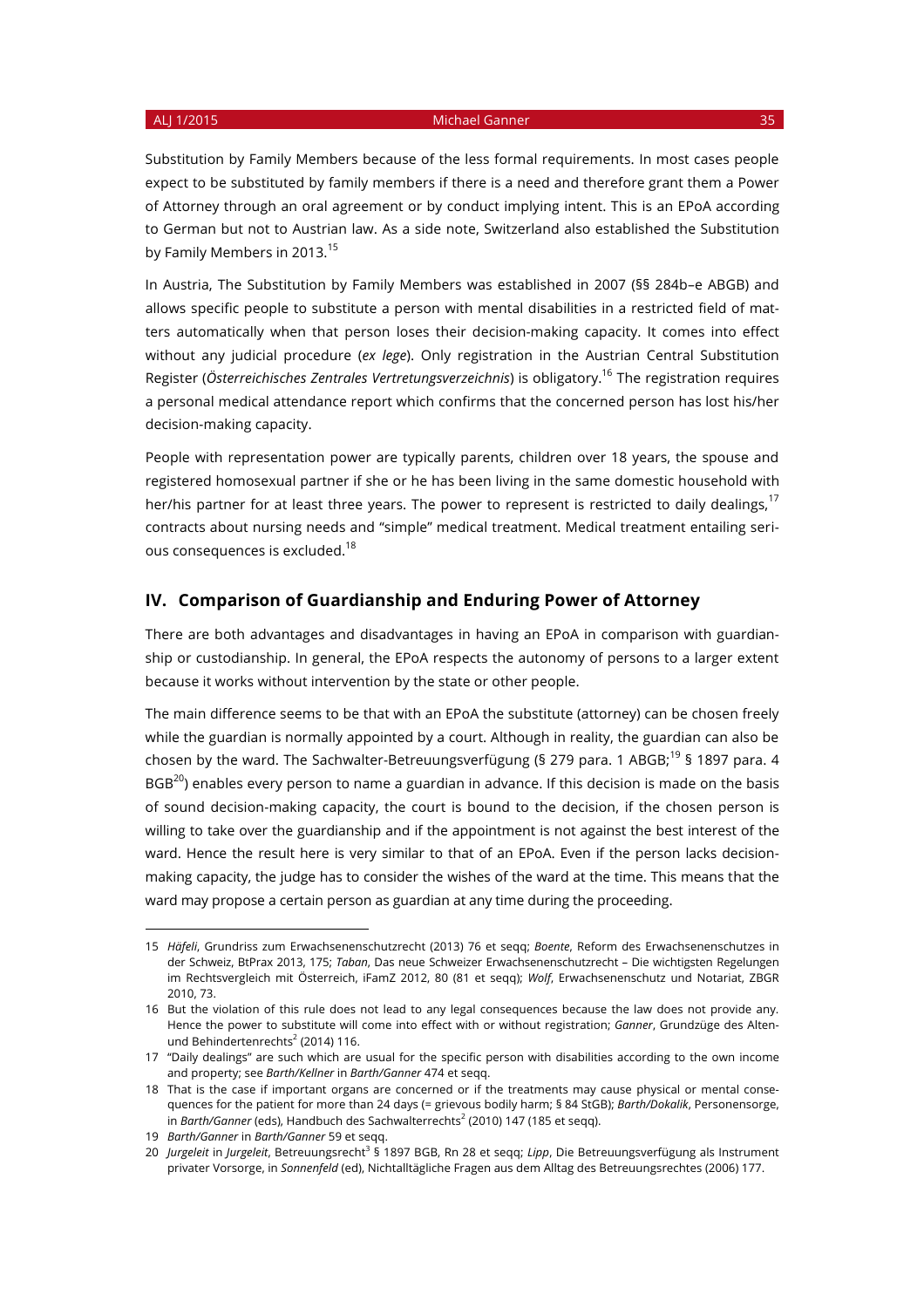Substitution by Family Members because of the less formal requirements. In most cases people expect to be substituted by family members if there is a need and therefore grant them a Power of Attorney through an oral agreement or by conduct implying intent. This is an EPoA according to German but not to Austrian law. As a side note, Switzerland also established the Substitution by Family Members in 2013.[15]

In Austria, The Substitution by Family Members was established in 2007 (§§ 284b–e ABGB) and allows specific people to substitute a person with mental disabilities in a restricted field of matters automatically when that person loses their decision-making capacity. It comes into effect without any judicial procedure (*ex lege*). Only registration in the Austrian Central Substitution Register (*Österreichisches Zentrales Vertretungsverzeichnis*) is obligatory.[16] The registration requires a personal medical attendance report which confirms that the concerned person has lost his/her decision-making capacity.

People with representation power are typically parents, children over 18 years, the spouse and registered homosexual partner if she or he has been living in the same domestic household with her/his partner for at least three years. The power to represent is restricted to daily dealings,[17] contracts about nursing needs and "simple" medical treatment. Medical treatment entailing serious consequences is excluded.[18]

## IV. Comparison of Guardianship and Enduring Power of Attorney

There are both advantages and disadvantages in having an EPoA in comparison with guardianship or custodianship. In general, the EPoA respects the autonomy of persons to a larger extent because it works without intervention by the state or other people.

The main difference seems to be that with an EPoA the substitute (attorney) can be chosen freely while the guardian is normally appointed by a court. Although in reality, the guardian can also be chosen by the ward. The Sachwalter-Betreuungsverfügung (§ 279 para. 1 ABGB;[19] § 1897 para. 4 BGB[20]) enables every person to name a guardian in advance. If this decision is made on the basis of sound decision-making capacity, the court is bound to the decision, if the chosen person is willing to take over the guardianship and if the appointment is not against the best interest of the ward. Hence the result here is very similar to that of an EPoA. Even if the person lacks decision-making capacity, the judge has to consider the wishes of the ward at the time. This means that the ward may propose a certain person as guardian at any time during the proceeding.

---

15 *Häfeli*, Grundriss zum Erwachsenenschutzrecht (2013) 76 et seqq; *Boente*, Reform des Erwachsenenschutzes in der Schweiz, BtPrax 2013, 175; *Taban*, Das neue Schweizer Erwachsenenschutzrecht – Die wichtigsten Regelungen im Rechtsvergleich mit Österreich, iFamZ 2012, 80 (81 et seqq); *Wolf*, Erwachsenenschutz und Notariat, ZBGR 2010, 73.

16 But the violation of this rule does not lead to any legal consequences because the law does not provide any. Hence the power to substitute will come into effect with or without registration; *Ganner*, Grundzüge des Alten- und Behindertenrechts[2] (2014) 116.

17 "Daily dealings" are such which are usual for the specific person with disabilities according to the own income and property; see *Barth/Kellner* in *Barth/Ganner* 474 et seqq.

18 That is the case if important organs are concerned or if the treatments may cause physical or mental consequences for the patient for more than 24 days (= grievous bodily harm; § 84 StGB); *Barth/Dokalik*, Personensorge, in *Barth/Ganner* (eds), Handbuch des Sachwalterrechts[2] (2010) 147 (185 et seqq).

19 *Barth/Ganner* in *Barth/Ganner* 59 et seqq.

20 *Jurgeleit* in *Jurgeleit*, Betreuungsrecht[3] § 1897 BGB, Rn 28 et seqq; *Lipp*, Die Betreuungsverfügung als Instrument privater Vorsorge, in *Sonnenfeld* (ed), Nichtalltägliche Fragen aus dem Alltag des Betreuungsrechtes (2006) 177.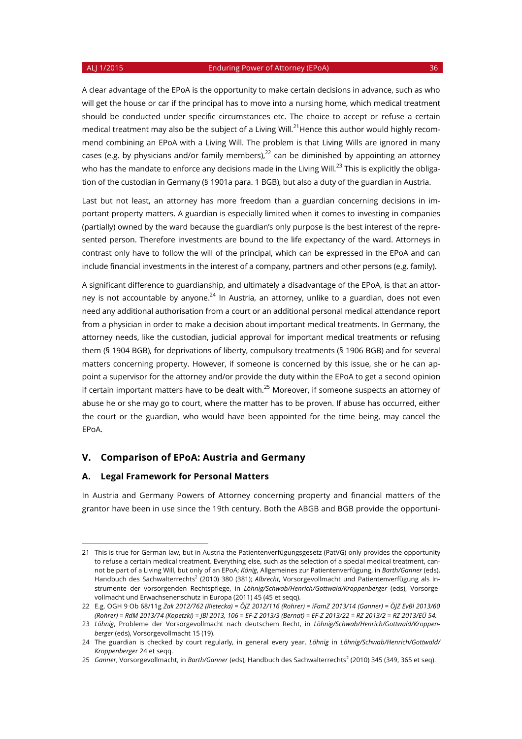A clear advantage of the EPoA is the opportunity to make certain decisions in advance, such as who will get the house or car if the principal has to move into a nursing home, which medical treatment should be conducted under specific circumstances etc. The choice to accept or refuse a certain medical treatment may also be the subject of a Living Will.[21] Hence this author would highly recommend combining an EPoA with a Living Will. The problem is that Living Wills are ignored in many cases (e.g. by physicians and/or family members),[22] can be diminished by appointing an attorney who has the mandate to enforce any decisions made in the Living Will.[23] This is explicitly the obligation of the custodian in Germany (§ 1901a para. 1 BGB), but also a duty of the guardian in Austria.

Last but not least, an attorney has more freedom than a guardian concerning decisions in important property matters. A guardian is especially limited when it comes to investing in companies (partially) owned by the ward because the guardian's only purpose is the best interest of the represented person. Therefore investments are bound to the life expectancy of the ward. Attorneys in contrast only have to follow the will of the principal, which can be expressed in the EPoA and can include financial investments in the interest of a company, partners and other persons (e.g. family).

A significant difference to guardianship, and ultimately a disadvantage of the EPoA, is that an attorney is not accountable by anyone.[24] In Austria, an attorney, unlike to a guardian, does not even need any additional authorisation from a court or an additional personal medical attendance report from a physician in order to make a decision about important medical treatments. In Germany, the attorney needs, like the custodian, judicial approval for important medical treatments or refusing them (§ 1904 BGB), for deprivations of liberty, compulsory treatments (§ 1906 BGB) and for several matters concerning property. However, if someone is concerned by this issue, she or he can appoint a supervisor for the attorney and/or provide the duty within the EPoA to get a second opinion if certain important matters have to be dealt with.[25] Moreover, if someone suspects an attorney of abuse he or she may go to court, where the matter has to be proven. If abuse has occurred, either the court or the guardian, who would have been appointed for the time being, may cancel the EPoA.

## V. Comparison of EPoA: Austria and Germany

### A. Legal Framework for Personal Matters

In Austria and Germany Powers of Attorney concerning property and financial matters of the grantor have been in use since the 19th century. Both the ABGB and BGB provide the opportuni-

---

21 This is true for German law, but in Austria the Patientenverfügungsgesetz (PatVG) only provides the opportunity to refuse a certain medical treatment. Everything else, such as the selection of a special medical treatment, cannot be part of a Living Will, but only of an EPoA; *König*, Allgemeines zur Patientenverfügung, in *Barth/Ganner* (eds), Handbuch des Sachwalterrechts² (2010) 380 (381); *Albrecht*, Vorsorgevollmacht und Patientenverfügung als Instrumente der vorsorgenden Rechtspflege, in *Löhnig/Schwab/Henrich/Gottwald/Kroppenberger* (eds), Vorsorgevollmacht und Erwachsenenschutz in Europa (2011) 45 (45 et seqq).

22 E.g. OGH 9 Ob 68/11g *Zak 2012/762 (Kletecka) = ÖJZ 2012/116 (Rohrer) = iFamZ 2013/14 (Ganner) = ÖJZ EvBl 2013/60 (Rohrer) = RdM 2013/74 (Kopetzki) = JBl 2013, 106 = EF-Z 2013/3 (Bernat) = EF-Z 2013/22 = RZ 2013/2 = RZ 2013/EÜ 54.*

23 *Löhnig*, Probleme der Vorsorgevollmacht nach deutschem Recht, in *Löhnig/Schwab/Henrich/Gottwald/Kroppenberger* (eds), Vorsorgevollmacht 15 (19).

24 The guardian is checked by court regularly, in general every year. *Löhnig* in *Löhnig/Schwab/Henrich/Gottwald/Kroppenberger* 24 et seqq.

25 *Ganner*, Vorsorgevollmacht, in *Barth/Ganner* (eds), Handbuch des Sachwalterrechts² (2010) 345 (349, 365 et seq).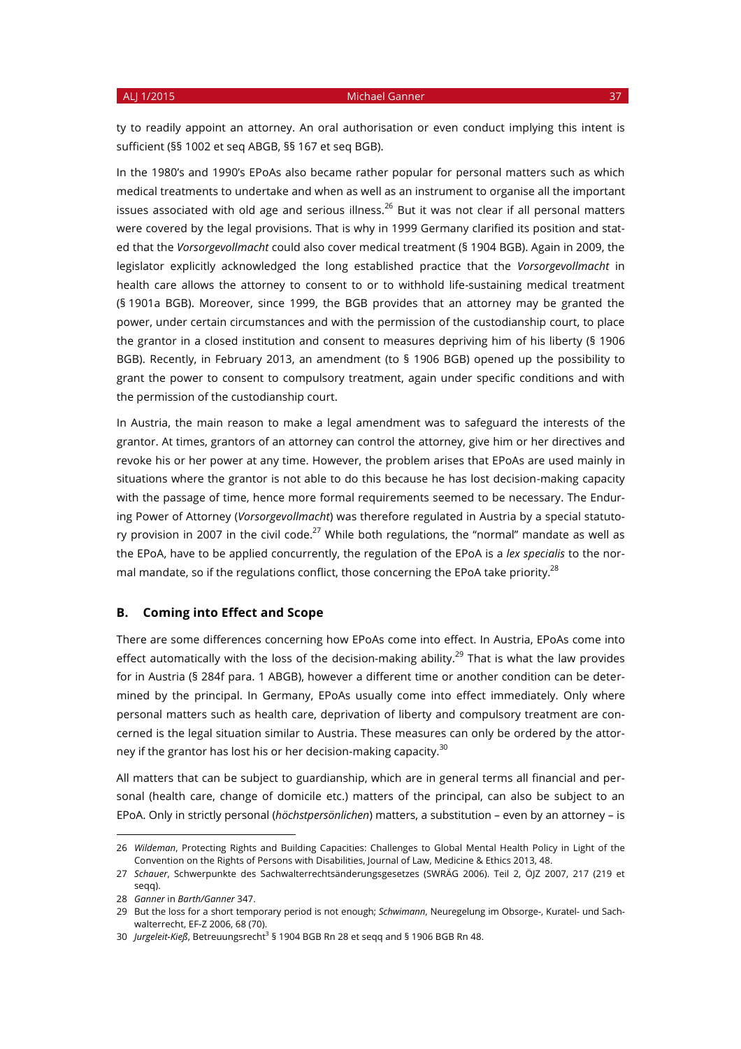ty to readily appoint an attorney. An oral authorisation or even conduct implying this intent is sufficient (§§ 1002 et seq ABGB, §§ 167 et seq BGB).

In the 1980's and 1990's EPoAs also became rather popular for personal matters such as which medical treatments to undertake and when as well as an instrument to organise all the important issues associated with old age and serious illness.[26] But it was not clear if all personal matters were covered by the legal provisions. That is why in 1999 Germany clarified its position and stated that the *Vorsorgevollmacht* could also cover medical treatment (§ 1904 BGB). Again in 2009, the legislator explicitly acknowledged the long established practice that the *Vorsorgevollmacht* in health care allows the attorney to consent to or to withhold life-sustaining medical treatment (§ 1901a BGB). Moreover, since 1999, the BGB provides that an attorney may be granted the power, under certain circumstances and with the permission of the custodianship court, to place the grantor in a closed institution and consent to measures depriving him of his liberty (§ 1906 BGB). Recently, in February 2013, an amendment (to § 1906 BGB) opened up the possibility to grant the power to consent to compulsory treatment, again under specific conditions and with the permission of the custodianship court.

In Austria, the main reason to make a legal amendment was to safeguard the interests of the grantor. At times, grantors of an attorney can control the attorney, give him or her directives and revoke his or her power at any time. However, the problem arises that EPoAs are used mainly in situations where the grantor is not able to do this because he has lost decision-making capacity with the passage of time, hence more formal requirements seemed to be necessary. The Enduring Power of Attorney (*Vorsorgevollmacht*) was therefore regulated in Austria by a special statutory provision in 2007 in the civil code.[27] While both regulations, the "normal" mandate as well as the EPoA, have to be applied concurrently, the regulation of the EPoA is a *lex specialis* to the normal mandate, so if the regulations conflict, those concerning the EPoA take priority.[28]

## B. Coming into Effect and Scope

There are some differences concerning how EPoAs come into effect. In Austria, EPoAs come into effect automatically with the loss of the decision-making ability.[29] That is what the law provides for in Austria (§ 284f para. 1 ABGB), however a different time or another condition can be determined by the principal. In Germany, EPoAs usually come into effect immediately. Only where personal matters such as health care, deprivation of liberty and compulsory treatment are concerned is the legal situation similar to Austria. These measures can only be ordered by the attorney if the grantor has lost his or her decision-making capacity.[30]

All matters that can be subject to guardianship, which are in general terms all financial and personal (health care, change of domicile etc.) matters of the principal, can also be subject to an EPoA. Only in strictly personal (*höchstpersönlichen*) matters, a substitution – even by an attorney – is

---

26 *Wildeman*, Protecting Rights and Building Capacities: Challenges to Global Mental Health Policy in Light of the Convention on the Rights of Persons with Disabilities, Journal of Law, Medicine & Ethics 2013, 48.

27 *Schauer*, Schwerpunkte des Sachwalterrechtsänderungsgesetzes (SWRÄG 2006). Teil 2, ÖJZ 2007, 217 (219 et seqq).

28 *Ganner* in *Barth/Ganner* 347.

29 But the loss for a short temporary period is not enough; *Schwimann*, Neuregelung im Obsorge-, Kuratel- und Sachwalterrecht, EF-Z 2006, 68 (70).

30 *Jurgeleit-Kieß*, Betreuungsrecht[3] § 1904 BGB Rn 28 et seqq and § 1906 BGB Rn 48.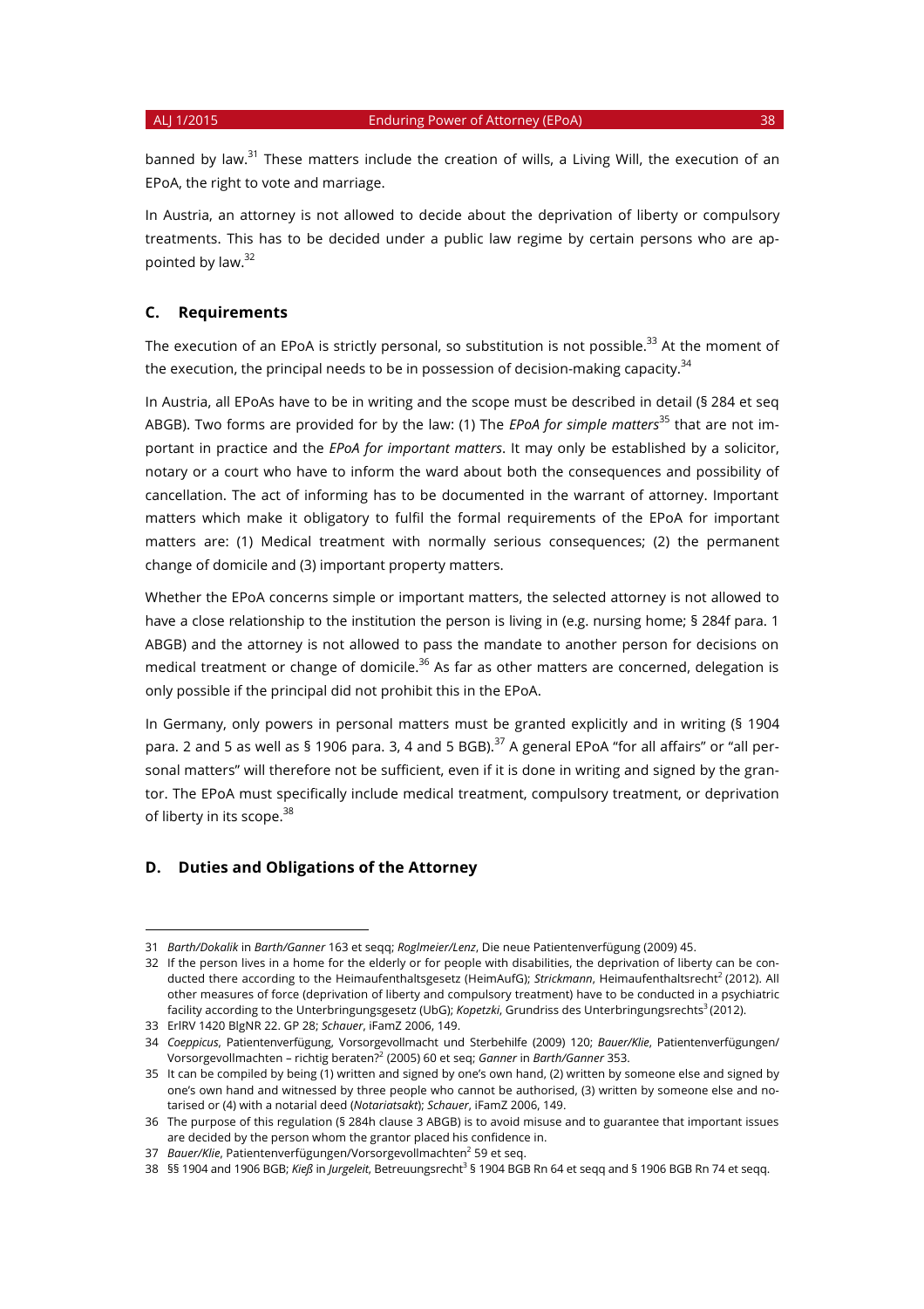banned by law.[31] These matters include the creation of wills, a Living Will, the execution of an EPoA, the right to vote and marriage.

In Austria, an attorney is not allowed to decide about the deprivation of liberty or compulsory treatments. This has to be decided under a public law regime by certain persons who are appointed by law.[32]

### C. Requirements

The execution of an EPoA is strictly personal, so substitution is not possible.[33] At the moment of the execution, the principal needs to be in possession of decision-making capacity.[34]

In Austria, all EPoAs have to be in writing and the scope must be described in detail (§ 284 et seq ABGB). Two forms are provided for by the law: (1) The *EPoA for simple matters*[35] that are not important in practice and the *EPoA for important matters*. It may only be established by a solicitor, notary or a court who have to inform the ward about both the consequences and possibility of cancellation. The act of informing has to be documented in the warrant of attorney. Important matters which make it obligatory to fulfil the formal requirements of the EPoA for important matters are: (1) Medical treatment with normally serious consequences; (2) the permanent change of domicile and (3) important property matters.

Whether the EPoA concerns simple or important matters, the selected attorney is not allowed to have a close relationship to the institution the person is living in (e.g. nursing home; § 284f para. 1 ABGB) and the attorney is not allowed to pass the mandate to another person for decisions on medical treatment or change of domicile.[36] As far as other matters are concerned, delegation is only possible if the principal did not prohibit this in the EPoA.

In Germany, only powers in personal matters must be granted explicitly and in writing (§ 1904 para. 2 and 5 as well as § 1906 para. 3, 4 and 5 BGB).[37] A general EPoA "for all affairs" or "all personal matters" will therefore not be sufficient, even if it is done in writing and signed by the grantor. The EPoA must specifically include medical treatment, compulsory treatment, or deprivation of liberty in its scope.[38]

### D. Duties and Obligations of the Attorney

---

31 *Barth/Dokalik* in *Barth/Ganner* 163 et seqq; *Roglmeier/Lenz*, Die neue Patientenverfügung (2009) 45.

32 If the person lives in a home for the elderly or for people with disabilities, the deprivation of liberty can be conducted there according to the Heimaufenthaltsgesetz (HeimAufG); *Strickmann*, Heimaufenthaltsrecht[2] (2012). All other measures of force (deprivation of liberty and compulsory treatment) have to be conducted in a psychiatric facility according to the Unterbringungsgesetz (UbG); *Kopetzki*, Grundriss des Unterbringungsrechts[3] (2012).

33 ErlRV 1420 BlgNR 22. GP 28; *Schauer*, iFamZ 2006, 149.

34 *Coeppicus*, Patientenverfügung, Vorsorgevollmacht und Sterbehilfe (2009) 120; *Bauer/Klie*, Patientenverfügungen/Vorsorgevollmachten – richtig beraten?[2] (2005) 60 et seq; *Ganner* in *Barth/Ganner* 353.

35 It can be compiled by being (1) written and signed by one's own hand, (2) written by someone else and signed by one's own hand and witnessed by three people who cannot be authorised, (3) written by someone else and notarised or (4) with a notarial deed (*Notariatsakt*); *Schauer*, iFamZ 2006, 149.

36 The purpose of this regulation (§ 284h clause 3 ABGB) is to avoid misuse and to guarantee that important issues are decided by the person whom the grantor placed his confidence in.

37 *Bauer/Klie*, Patientenverfügungen/Vorsorgevollmachten[2] 59 et seq.

38 §§ 1904 and 1906 BGB; *Kieß* in *Jurgeleit*, Betreuungsrecht[3] § 1904 BGB Rn 64 et seqq and § 1906 BGB Rn 74 et seqq.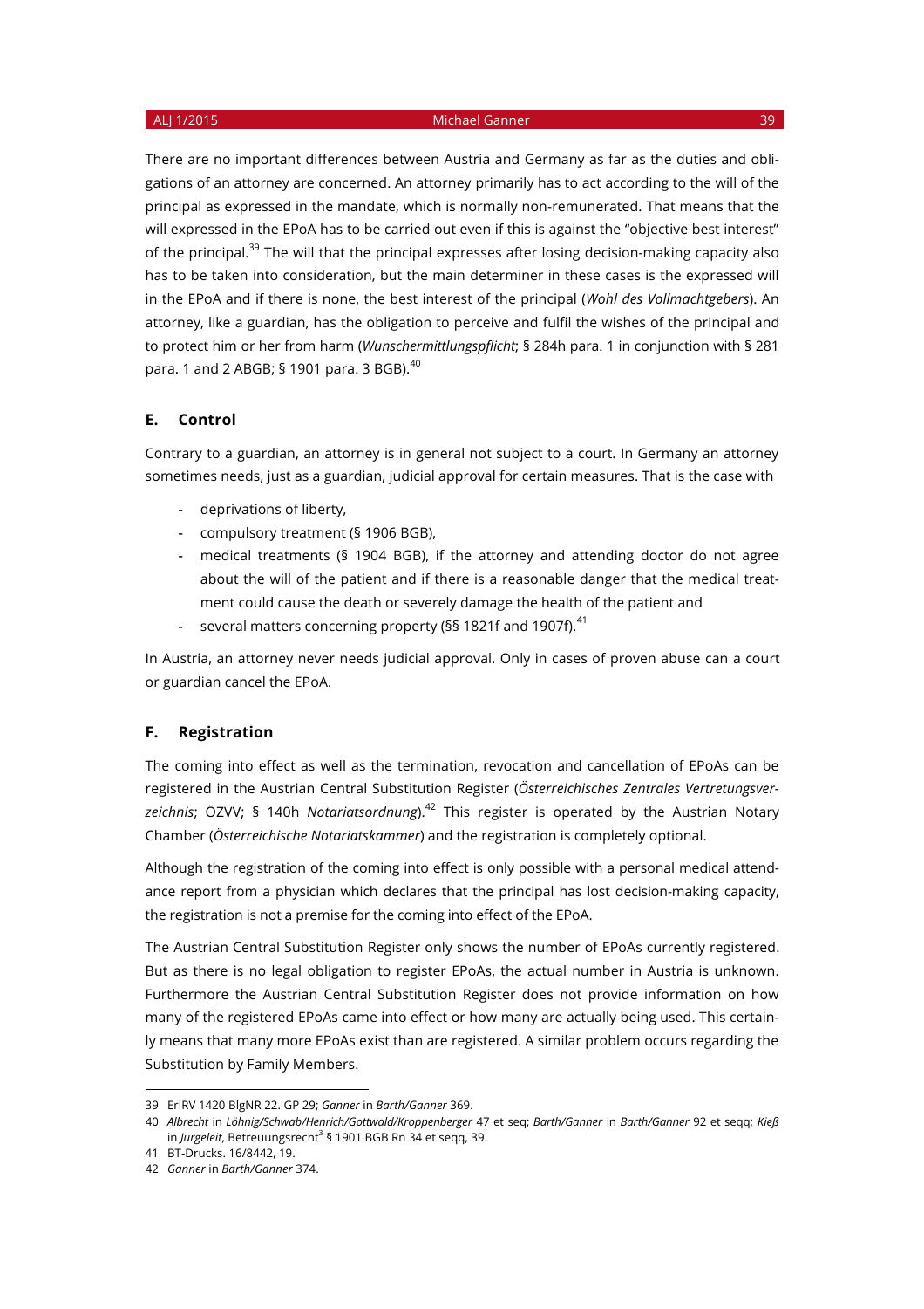There are no important differences between Austria and Germany as far as the duties and obligations of an attorney are concerned. An attorney primarily has to act according to the will of the principal as expressed in the mandate, which is normally non-remunerated. That means that the will expressed in the EPoA has to be carried out even if this is against the "objective best interest" of the principal.[39] The will that the principal expresses after losing decision-making capacity also has to be taken into consideration, but the main determiner in these cases is the expressed will in the EPoA and if there is none, the best interest of the principal (*Wohl des Vollmachtgebers*). An attorney, like a guardian, has the obligation to perceive and fulfil the wishes of the principal and to protect him or her from harm (*Wunschermittlungspflicht*; § 284h para. 1 in conjunction with § 281 para. 1 and 2 ABGB; § 1901 para. 3 BGB).[40]

## E. Control

Contrary to a guardian, an attorney is in general not subject to a court. In Germany an attorney sometimes needs, just as a guardian, judicial approval for certain measures. That is the case with

- deprivations of liberty,
- compulsory treatment (§ 1906 BGB),
- medical treatments (§ 1904 BGB), if the attorney and attending doctor do not agree about the will of the patient and if there is a reasonable danger that the medical treatment could cause the death or severely damage the health of the patient and
- several matters concerning property (§§ 1821f and 1907f).[41]

In Austria, an attorney never needs judicial approval. Only in cases of proven abuse can a court or guardian cancel the EPoA.

## F. Registration

The coming into effect as well as the termination, revocation and cancellation of EPoAs can be registered in the Austrian Central Substitution Register (*Österreichisches Zentrales Vertretungsverzeichnis*; ÖZVV; § 140h *Notariatsordnung*).[42] This register is operated by the Austrian Notary Chamber (*Österreichische Notariatskammer*) and the registration is completely optional.

Although the registration of the coming into effect is only possible with a personal medical attendance report from a physician which declares that the principal has lost decision-making capacity, the registration is not a premise for the coming into effect of the EPoA.

The Austrian Central Substitution Register only shows the number of EPoAs currently registered. But as there is no legal obligation to register EPoAs, the actual number in Austria is unknown. Furthermore the Austrian Central Substitution Register does not provide information on how many of the registered EPoAs came into effect or how many are actually being used. This certainly means that many more EPoAs exist than are registered. A similar problem occurs regarding the Substitution by Family Members.

---

39 ErlRV 1420 BlgNR 22. GP 29; *Ganner* in *Barth/Ganner* 369.

40 *Albrecht* in *Löhnig/Schwab/Henrich/Gottwald/Kroppenberger* 47 et seq; *Barth/Ganner* in *Barth/Ganner* 92 et seqq; *Kieß* in *Jurgeleit*, Betreuungsrecht[3] § 1901 BGB Rn 34 et seqq, 39.

41 BT-Drucks. 16/8442, 19.

42 *Ganner* in *Barth/Ganner* 374.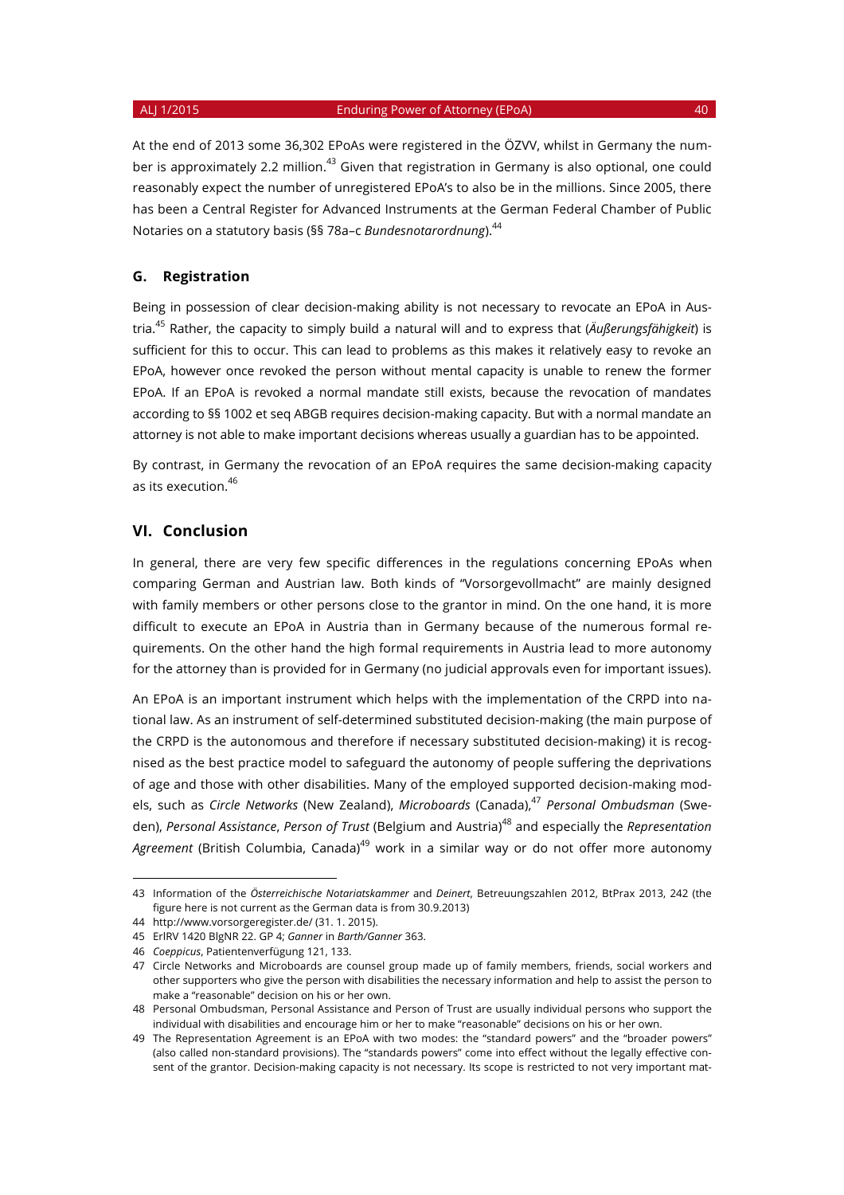At the end of 2013 some 36,302 EPoAs were registered in the ÖZVV, whilst in Germany the number is approximately 2.2 million.[43] Given that registration in Germany is also optional, one could reasonably expect the number of unregistered EPoA's to also be in the millions. Since 2005, there has been a Central Register for Advanced Instruments at the German Federal Chamber of Public Notaries on a statutory basis (§§ 78a–c *Bundesnotarordnung*).[44]

### G. Registration

Being in possession of clear decision-making ability is not necessary to revocate an EPoA in Austria.[45] Rather, the capacity to simply build a natural will and to express that (*Äußerungsfähigkeit*) is sufficient for this to occur. This can lead to problems as this makes it relatively easy to revoke an EPoA, however once revoked the person without mental capacity is unable to renew the former EPoA. If an EPoA is revoked a normal mandate still exists, because the revocation of mandates according to §§ 1002 et seq ABGB requires decision-making capacity. But with a normal mandate an attorney is not able to make important decisions whereas usually a guardian has to be appointed.

By contrast, in Germany the revocation of an EPoA requires the same decision-making capacity as its execution.[46]

## VI. Conclusion

In general, there are very few specific differences in the regulations concerning EPoAs when comparing German and Austrian law. Both kinds of "Vorsorgevollmacht" are mainly designed with family members or other persons close to the grantor in mind. On the one hand, it is more difficult to execute an EPoA in Austria than in Germany because of the numerous formal requirements. On the other hand the high formal requirements in Austria lead to more autonomy for the attorney than is provided for in Germany (no judicial approvals even for important issues).

An EPoA is an important instrument which helps with the implementation of the CRPD into national law. As an instrument of self-determined substituted decision-making (the main purpose of the CRPD is the autonomous and therefore if necessary substituted decision-making) it is recognised as the best practice model to safeguard the autonomy of people suffering the deprivations of age and those with other disabilities. Many of the employed supported decision-making models, such as *Circle Networks* (New Zealand), *Microboards* (Canada),[47] *Personal Ombudsman* (Sweden), *Personal Assistance*, *Person of Trust* (Belgium and Austria)[48] and especially the *Representation Agreement* (British Columbia, Canada)[49] work in a similar way or do not offer more autonomy

---

43 Information of the *Österreichische Notariatskammer* and *Deinert*, Betreuungszahlen 2012, BtPrax 2013, 242 (the figure here is not current as the German data is from 30.9.2013)

44 http://www.vorsorgeregister.de/ (31. 1. 2015).

45 ErlRV 1420 BlgNR 22. GP 4; *Ganner* in *Barth/Ganner* 363.

46 *Coeppicus*, Patientenverfügung 121, 133.

47 Circle Networks and Microboards are counsel group made up of family members, friends, social workers and other supporters who give the person with disabilities the necessary information and help to assist the person to make a "reasonable" decision on his or her own.

48 Personal Ombudsman, Personal Assistance and Person of Trust are usually individual persons who support the individual with disabilities and encourage him or her to make "reasonable" decisions on his or her own.

49 The Representation Agreement is an EPoA with two modes: the "standard powers" and the "broader powers" (also called non-standard provisions). The "standards powers" come into effect without the legally effective consent of the grantor. Decision-making capacity is not necessary. Its scope is restricted to not very important mat-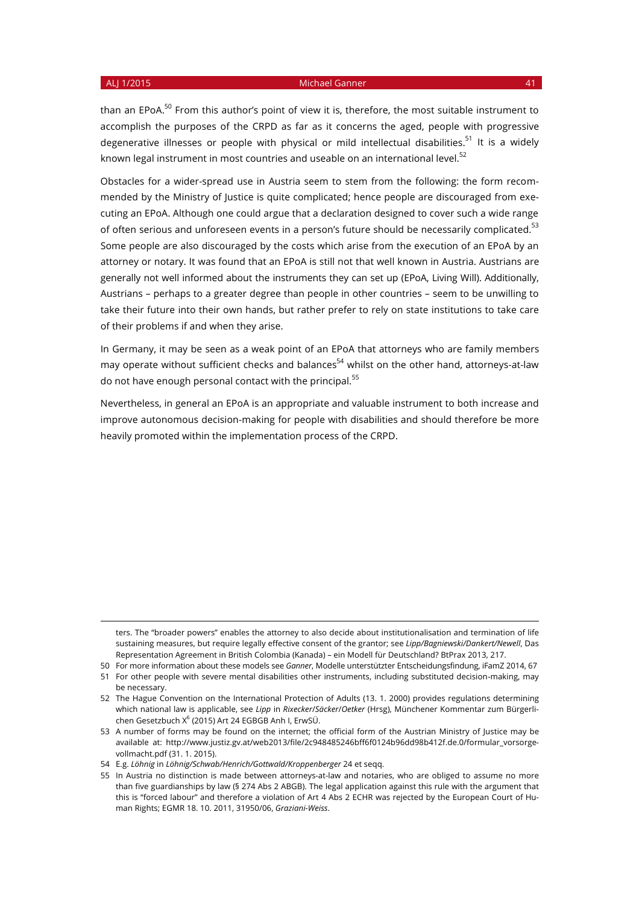than an EPoA.[50] From this author's point of view it is, therefore, the most suitable instrument to accomplish the purposes of the CRPD as far as it concerns the aged, people with progressive degenerative illnesses or people with physical or mild intellectual disabilities.[51] It is a widely known legal instrument in most countries and useable on an international level.[52]

Obstacles for a wider-spread use in Austria seem to stem from the following: the form recommended by the Ministry of Justice is quite complicated; hence people are discouraged from executing an EPoA. Although one could argue that a declaration designed to cover such a wide range of often serious and unforeseen events in a person's future should be necessarily complicated.[53] Some people are also discouraged by the costs which arise from the execution of an EPoA by an attorney or notary. It was found that an EPoA is still not that well known in Austria. Austrians are generally not well informed about the instruments they can set up (EPoA, Living Will). Additionally, Austrians – perhaps to a greater degree than people in other countries – seem to be unwilling to take their future into their own hands, but rather prefer to rely on state institutions to take care of their problems if and when they arise.

In Germany, it may be seen as a weak point of an EPoA that attorneys who are family members may operate without sufficient checks and balances[54] whilst on the other hand, attorneys-at-law do not have enough personal contact with the principal.[55]

Nevertheless, in general an EPoA is an appropriate and valuable instrument to both increase and improve autonomous decision-making for people with disabilities and should therefore be more heavily promoted within the implementation process of the CRPD.

---

ters. The "broader powers" enables the attorney to also decide about institutionalisation and termination of life sustaining measures, but require legally effective consent of the grantor; see *Lipp/Bagniewski/Dankert/Newell*, Das Representation Agreement in British Colombia (Kanada) – ein Modell für Deutschland? BtPrax 2013, 217.

50 For more information about these models see *Ganner*, Modelle unterstützter Entscheidungsfindung, iFamZ 2014, 67

51 For other people with severe mental disabilities other instruments, including substituted decision-making, may be necessary.

52 The Hague Convention on the International Protection of Adults (13. 1. 2000) provides regulations determining which national law is applicable, see *Lipp* in *Rixecker/Säcker/Oetker* (Hrsg), Münchener Kommentar zum Bürgerlichen Gesetzbuch X[6] (2015) Art 24 EGBGB Anh I, ErwSÜ.

53 A number of forms may be found on the internet; the official form of the Austrian Ministry of Justice may be available at: http://www.justiz.gv.at/web2013/file/2c948485246bff6f0124b96dd98b412f.de.0/formular_vorsorgevollmacht.pdf (31. 1. 2015).

54 E.g. *Löhnig* in *Löhnig/Schwab/Henrich/Gottwald/Kroppenberger* 24 et seqq.

55 In Austria no distinction is made between attorneys-at-law and notaries, who are obliged to assume no more than five guardianships by law (§ 274 Abs 2 ABGB). The legal application against this rule with the argument that this is "forced labour" and therefore a violation of Art 4 Abs 2 ECHR was rejected by the European Court of Human Rights; EGMR 18. 10. 2011, 31950/06, *Graziani-Weiss*.